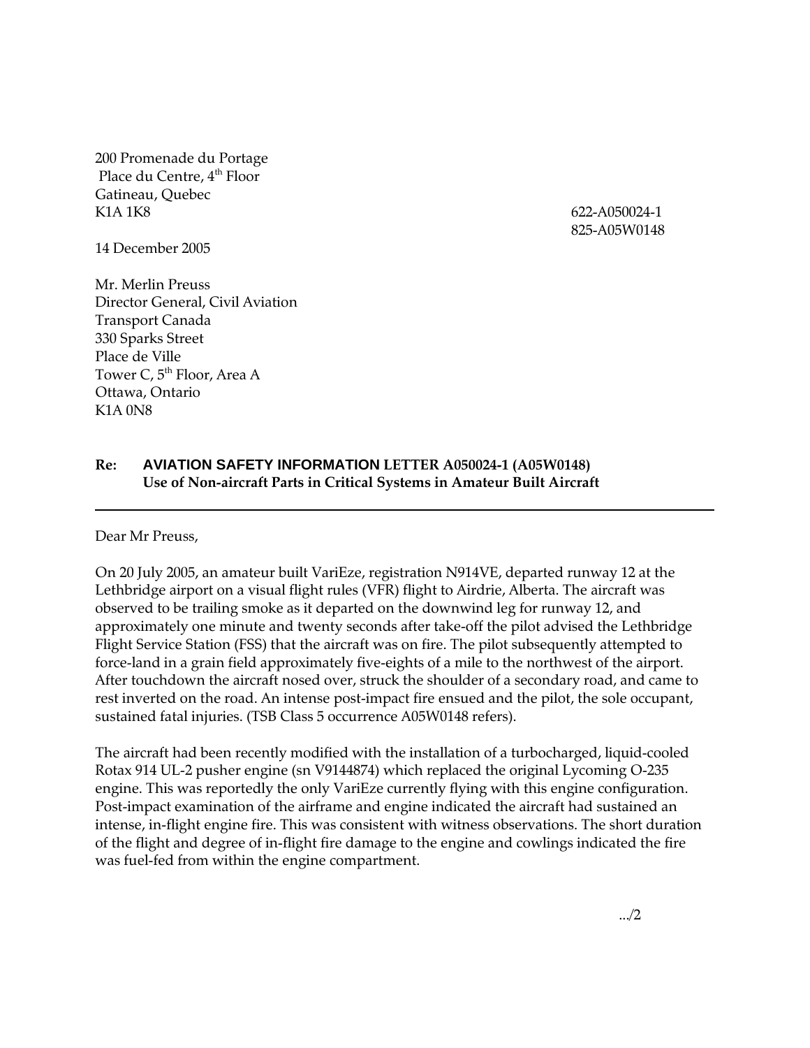200 Promenade du Portage
Place du Centre, 4th Floor
Gatineau, Quebec
K1A 1K8

622-A050024-1
825-A05W0148

14 December 2005

Mr. Merlin Preuss
Director General, Civil Aviation
Transport Canada
330 Sparks Street
Place de Ville
Tower C, 5th Floor, Area A
Ottawa, Ontario
K1A 0N8

**Re: AVIATION SAFETY INFORMATION LETTER A050024-1 (A05W0148)**
**Use of Non-aircraft Parts in Critical Systems in Amateur Built Aircraft**

---

Dear Mr Preuss,

On 20 July 2005, an amateur built VariEze, registration N914VE, departed runway 12 at the Lethbridge airport on a visual flight rules (VFR) flight to Airdrie, Alberta. The aircraft was observed to be trailing smoke as it departed on the downwind leg for runway 12, and approximately one minute and twenty seconds after take-off the pilot advised the Lethbridge Flight Service Station (FSS) that the aircraft was on fire. The pilot subsequently attempted to force-land in a grain field approximately five-eights of a mile to the northwest of the airport. After touchdown the aircraft nosed over, struck the shoulder of a secondary road, and came to rest inverted on the road. An intense post-impact fire ensued and the pilot, the sole occupant, sustained fatal injuries. (TSB Class 5 occurrence A05W0148 refers).

The aircraft had been recently modified with the installation of a turbocharged, liquid-cooled Rotax 914 UL-2 pusher engine (sn V9144874) which replaced the original Lycoming O-235 engine. This was reportedly the only VariEze currently flying with this engine configuration. Post-impact examination of the airframe and engine indicated the aircraft had sustained an intense, in-flight engine fire. This was consistent with witness observations. The short duration of the flight and degree of in-flight fire damage to the engine and cowlings indicated the fire was fuel-fed from within the engine compartment.

.../2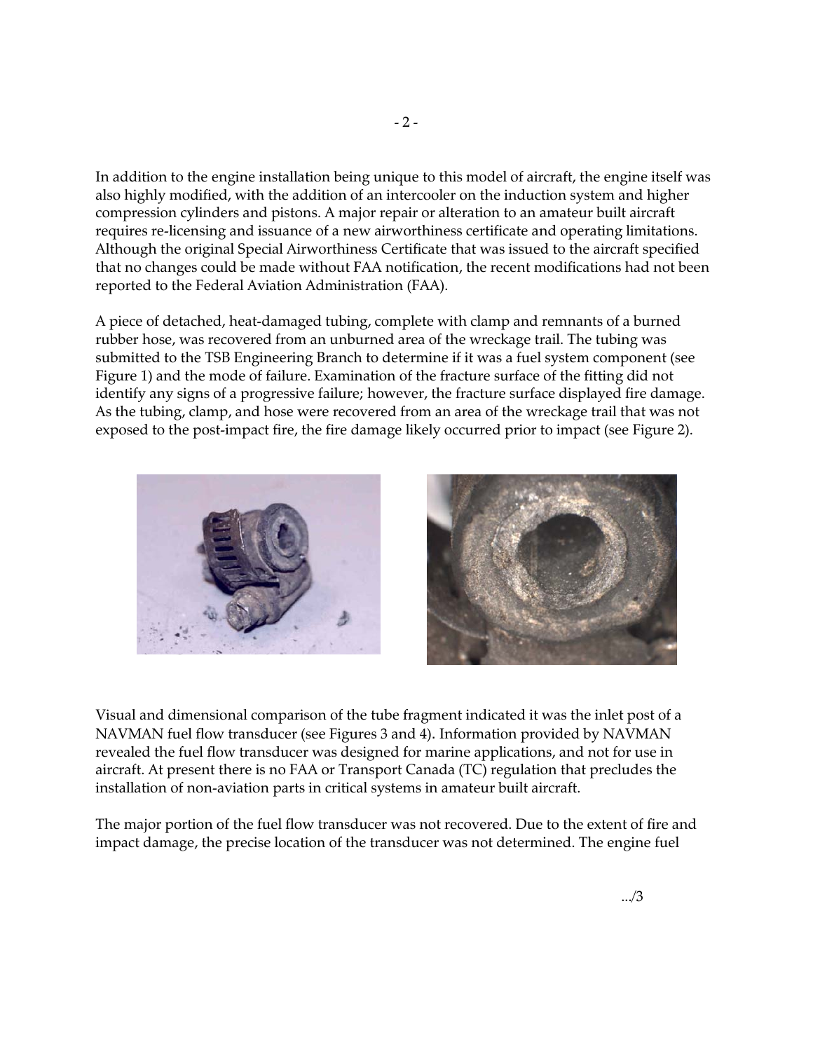In addition to the engine installation being unique to this model of aircraft, the engine itself was also highly modified, with the addition of an intercooler on the induction system and higher compression cylinders and pistons. A major repair or alteration to an amateur built aircraft requires re-licensing and issuance of a new airworthiness certificate and operating limitations. Although the original Special Airworthiness Certificate that was issued to the aircraft specified that no changes could be made without FAA notification, the recent modifications had not been reported to the Federal Aviation Administration (FAA).

A piece of detached, heat-damaged tubing, complete with clamp and remnants of a burned rubber hose, was recovered from an unburned area of the wreckage trail. The tubing was submitted to the TSB Engineering Branch to determine if it was a fuel system component (see Figure 1) and the mode of failure. Examination of the fracture surface of the fitting did not identify any signs of a progressive failure; however, the fracture surface displayed fire damage. As the tubing, clamp, and hose were recovered from an area of the wreckage trail that was not exposed to the post-impact fire, the fire damage likely occurred prior to impact (see Figure 2).

Visual and dimensional comparison of the tube fragment indicated it was the inlet post of a NAVMAN fuel flow transducer (see Figures 3 and 4). Information provided by NAVMAN revealed the fuel flow transducer was designed for marine applications, and not for use in aircraft. At present there is no FAA or Transport Canada (TC) regulation that precludes the installation of non-aviation parts in critical systems in amateur built aircraft.

The major portion of the fuel flow transducer was not recovered. Due to the extent of fire and impact damage, the precise location of the transducer was not determined. The engine fuel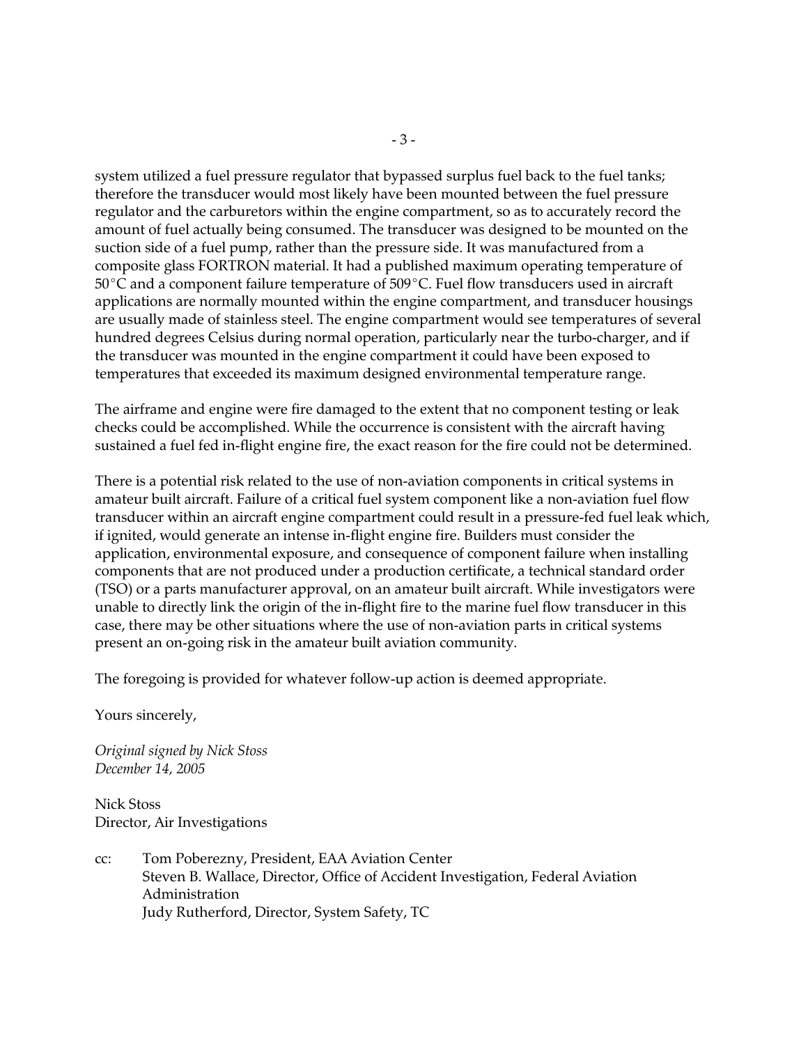system utilized a fuel pressure regulator that bypassed surplus fuel back to the fuel tanks; therefore the transducer would most likely have been mounted between the fuel pressure regulator and the carburetors within the engine compartment, so as to accurately record the amount of fuel actually being consumed. The transducer was designed to be mounted on the suction side of a fuel pump, rather than the pressure side. It was manufactured from a composite glass FORTRON material. It had a published maximum operating temperature of 50°C and a component failure temperature of 509°C. Fuel flow transducers used in aircraft applications are normally mounted within the engine compartment, and transducer housings are usually made of stainless steel. The engine compartment would see temperatures of several hundred degrees Celsius during normal operation, particularly near the turbo-charger, and if the transducer was mounted in the engine compartment it could have been exposed to temperatures that exceeded its maximum designed environmental temperature range.

The airframe and engine were fire damaged to the extent that no component testing or leak checks could be accomplished. While the occurrence is consistent with the aircraft having sustained a fuel fed in-flight engine fire, the exact reason for the fire could not be determined.

There is a potential risk related to the use of non-aviation components in critical systems in amateur built aircraft. Failure of a critical fuel system component like a non-aviation fuel flow transducer within an aircraft engine compartment could result in a pressure-fed fuel leak which, if ignited, would generate an intense in-flight engine fire. Builders must consider the application, environmental exposure, and consequence of component failure when installing components that are not produced under a production certificate, a technical standard order (TSO) or a parts manufacturer approval, on an amateur built aircraft. While investigators were unable to directly link the origin of the in-flight fire to the marine fuel flow transducer in this case, there may be other situations where the use of non-aviation parts in critical systems present an on-going risk in the amateur built aviation community.

The foregoing is provided for whatever follow-up action is deemed appropriate.

Yours sincerely,

*Original signed by Nick Stoss*
*December 14, 2005*

Nick Stoss
Director, Air Investigations

cc: Tom Poberezny, President, EAA Aviation Center
Steven B. Wallace, Director, Office of Accident Investigation, Federal Aviation Administration
Judy Rutherford, Director, System Safety, TC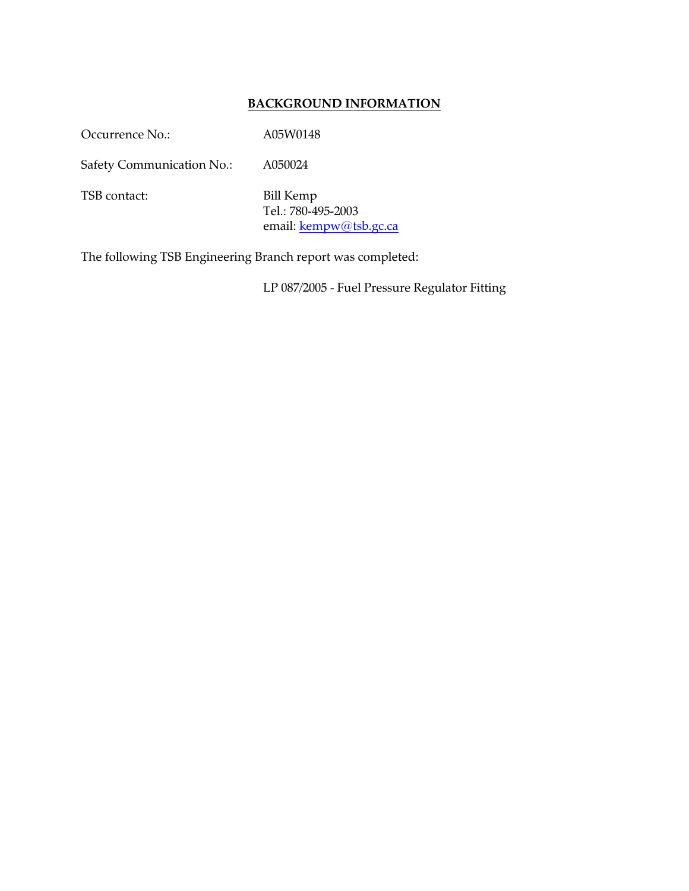## BACKGROUND INFORMATION

Occurrence No.: A05W0148

Safety Communication No.: A050024

TSB contact: Bill Kemp
Tel.: 780-495-2003
email: kempw@tsb.gc.ca

The following TSB Engineering Branch report was completed:

LP 087/2005 - Fuel Pressure Regulator Fitting